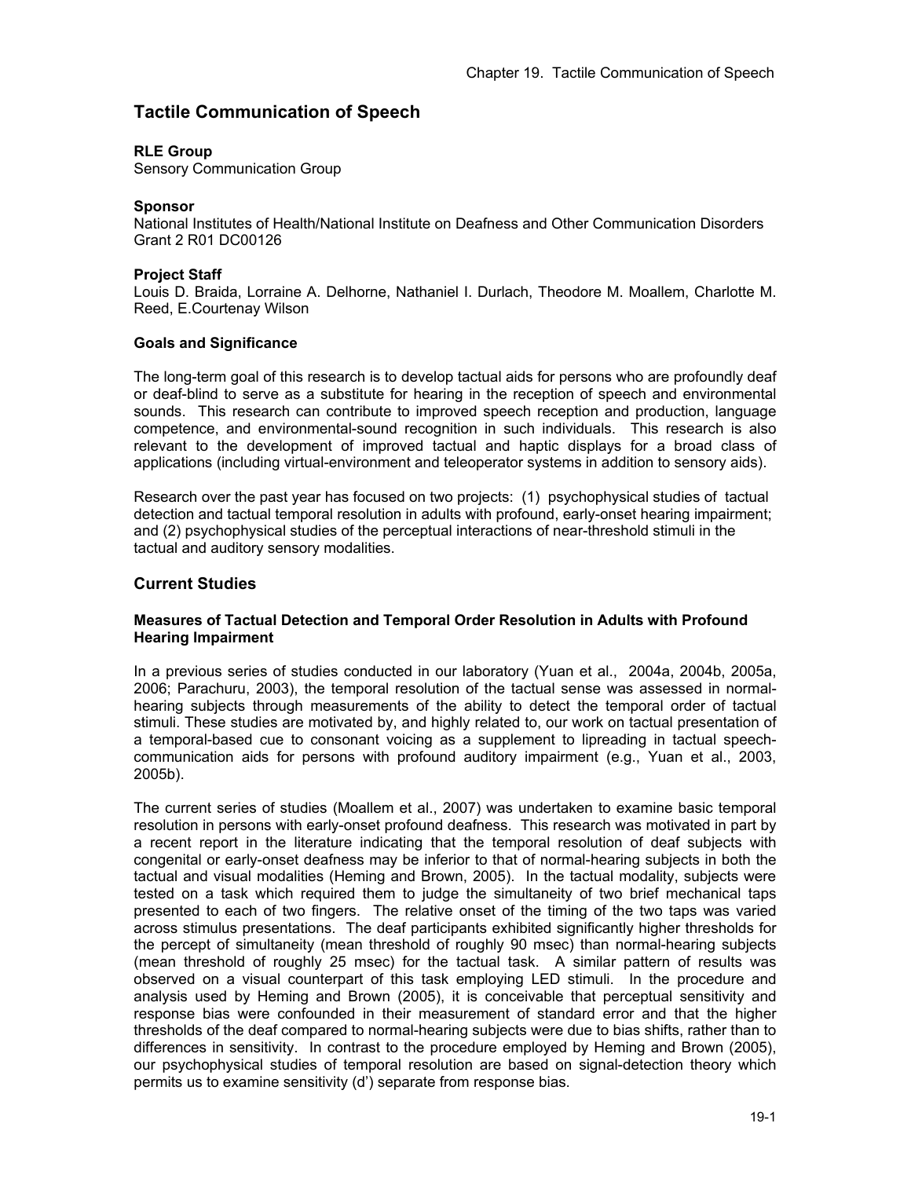# Tactile Communication of Speech

**RLE Group**
Sensory Communication Group

**Sponsor**
National Institutes of Health/National Institute on Deafness and Other Communication Disorders Grant 2 R01 DC00126

**Project Staff**
Louis D. Braida, Lorraine A. Delhorne, Nathaniel I. Durlach, Theodore M. Moallem, Charlotte M. Reed, E.Courtenay Wilson

**Goals and Significance**

The long-term goal of this research is to develop tactual aids for persons who are profoundly deaf or deaf-blind to serve as a substitute for hearing in the reception of speech and environmental sounds. This research can contribute to improved speech reception and production, language competence, and environmental-sound recognition in such individuals. This research is also relevant to the development of improved tactual and haptic displays for a broad class of applications (including virtual-environment and teleoperator systems in addition to sensory aids).

Research over the past year has focused on two projects: (1) psychophysical studies of tactual detection and tactual temporal resolution in adults with profound, early-onset hearing impairment; and (2) psychophysical studies of the perceptual interactions of near-threshold stimuli in the tactual and auditory sensory modalities.

## Current Studies

### Measures of Tactual Detection and Temporal Order Resolution in Adults with Profound Hearing Impairment

In a previous series of studies conducted in our laboratory (Yuan et al., 2004a, 2004b, 2005a, 2006; Parachuru, 2003), the temporal resolution of the tactual sense was assessed in normal-hearing subjects through measurements of the ability to detect the temporal order of tactual stimuli. These studies are motivated by, and highly related to, our work on tactual presentation of a temporal-based cue to consonant voicing as a supplement to lipreading in tactual speech-communication aids for persons with profound auditory impairment (e.g., Yuan et al., 2003, 2005b).

The current series of studies (Moallem et al., 2007) was undertaken to examine basic temporal resolution in persons with early-onset profound deafness. This research was motivated in part by a recent report in the literature indicating that the temporal resolution of deaf subjects with congenital or early-onset deafness may be inferior to that of normal-hearing subjects in both the tactual and visual modalities (Heming and Brown, 2005). In the tactual modality, subjects were tested on a task which required them to judge the simultaneity of two brief mechanical taps presented to each of two fingers. The relative onset of the timing of the two taps was varied across stimulus presentations. The deaf participants exhibited significantly higher thresholds for the percept of simultaneity (mean threshold of roughly 90 msec) than normal-hearing subjects (mean threshold of roughly 25 msec) for the tactual task. A similar pattern of results was observed on a visual counterpart of this task employing LED stimuli. In the procedure and analysis used by Heming and Brown (2005), it is conceivable that perceptual sensitivity and response bias were confounded in their measurement of standard error and that the higher thresholds of the deaf compared to normal-hearing subjects were due to bias shifts, rather than to differences in sensitivity. In contrast to the procedure employed by Heming and Brown (2005), our psychophysical studies of temporal resolution are based on signal-detection theory which permits us to examine sensitivity (d') separate from response bias.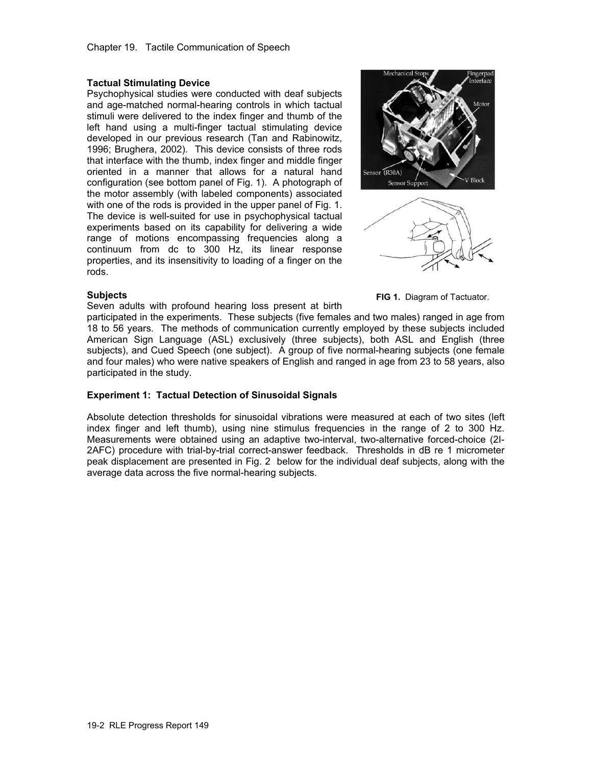### Tactual Stimulating Device

Psychophysical studies were conducted with deaf subjects and age-matched normal-hearing controls in which tactual stimuli were delivered to the index finger and thumb of the left hand using a multi-finger tactual stimulating device developed in our previous research (Tan and Rabinowitz, 1996; Brughera, 2002). This device consists of three rods that interface with the thumb, index finger and middle finger oriented in a manner that allows for a natural hand configuration (see bottom panel of Fig. 1). A photograph of the motor assembly (with labeled components) associated with one of the rods is provided in the upper panel of Fig. 1. The device is well-suited for use in psychophysical tactual experiments based on its capability for delivering a wide range of motions encompassing frequencies along a continuum from dc to 300 Hz, its linear response properties, and its insensitivity to loading of a finger on the rods.

**FIG 1.** Diagram of Tactuator.

### Subjects

Seven adults with profound hearing loss present at birth participated in the experiments. These subjects (five females and two males) ranged in age from 18 to 56 years. The methods of communication currently employed by these subjects included American Sign Language (ASL) exclusively (three subjects), both ASL and English (three subjects), and Cued Speech (one subject). A group of five normal-hearing subjects (one female and four males) who were native speakers of English and ranged in age from 23 to 58 years, also participated in the study.

### Experiment 1: Tactual Detection of Sinusoidal Signals

Absolute detection thresholds for sinusoidal vibrations were measured at each of two sites (left index finger and left thumb), using nine stimulus frequencies in the range of 2 to 300 Hz. Measurements were obtained using an adaptive two-interval, two-alternative forced-choice (2I-2AFC) procedure with trial-by-trial correct-answer feedback. Thresholds in dB re 1 micrometer peak displacement are presented in Fig. 2 below for the individual deaf subjects, along with the average data across the five normal-hearing subjects.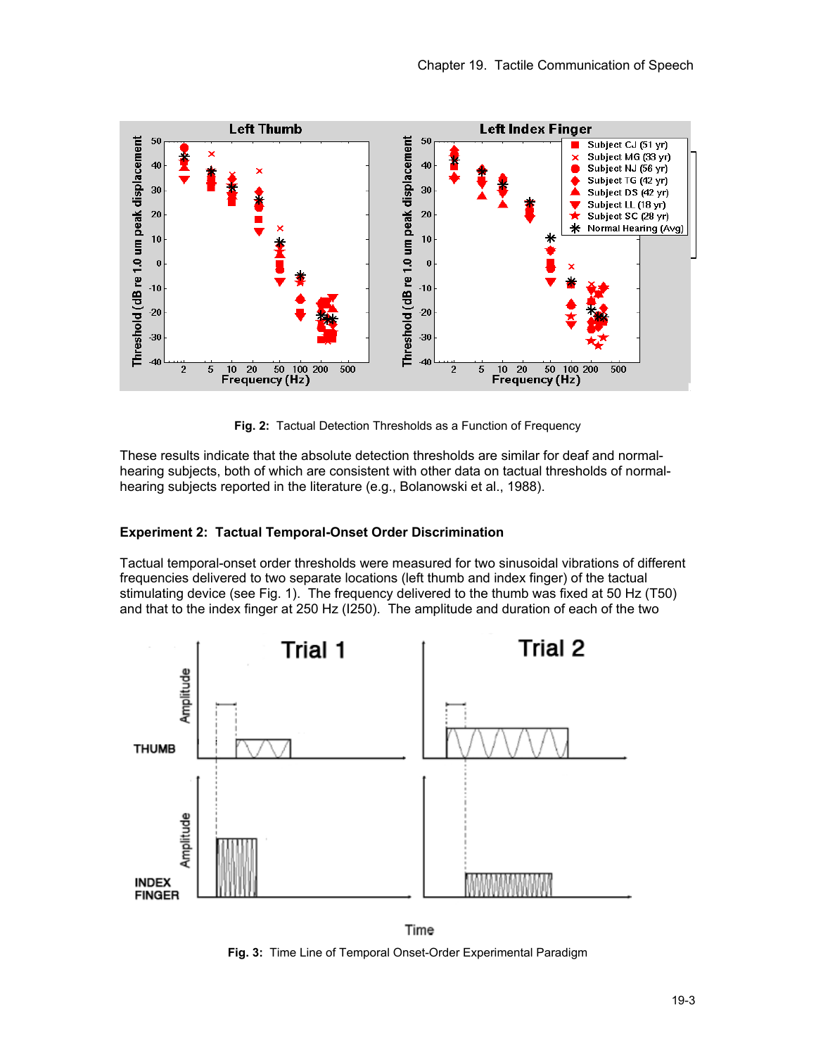**Fig. 2:** Tactual Detection Thresholds as a Function of Frequency

These results indicate that the absolute detection thresholds are similar for deaf and normal-hearing subjects, both of which are consistent with other data on tactual thresholds of normal-hearing subjects reported in the literature (e.g., Bolanowski et al., 1988).

### Experiment 2: Tactual Temporal-Onset Order Discrimination

Tactual temporal-onset order thresholds were measured for two sinusoidal vibrations of different frequencies delivered to two separate locations (left thumb and index finger) of the tactual stimulating device (see Fig. 1). The frequency delivered to the thumb was fixed at 50 Hz (T50) and that to the index finger at 250 Hz (I250). The amplitude and duration of each of the two

**Fig. 3:** Time Line of Temporal Onset-Order Experimental Paradigm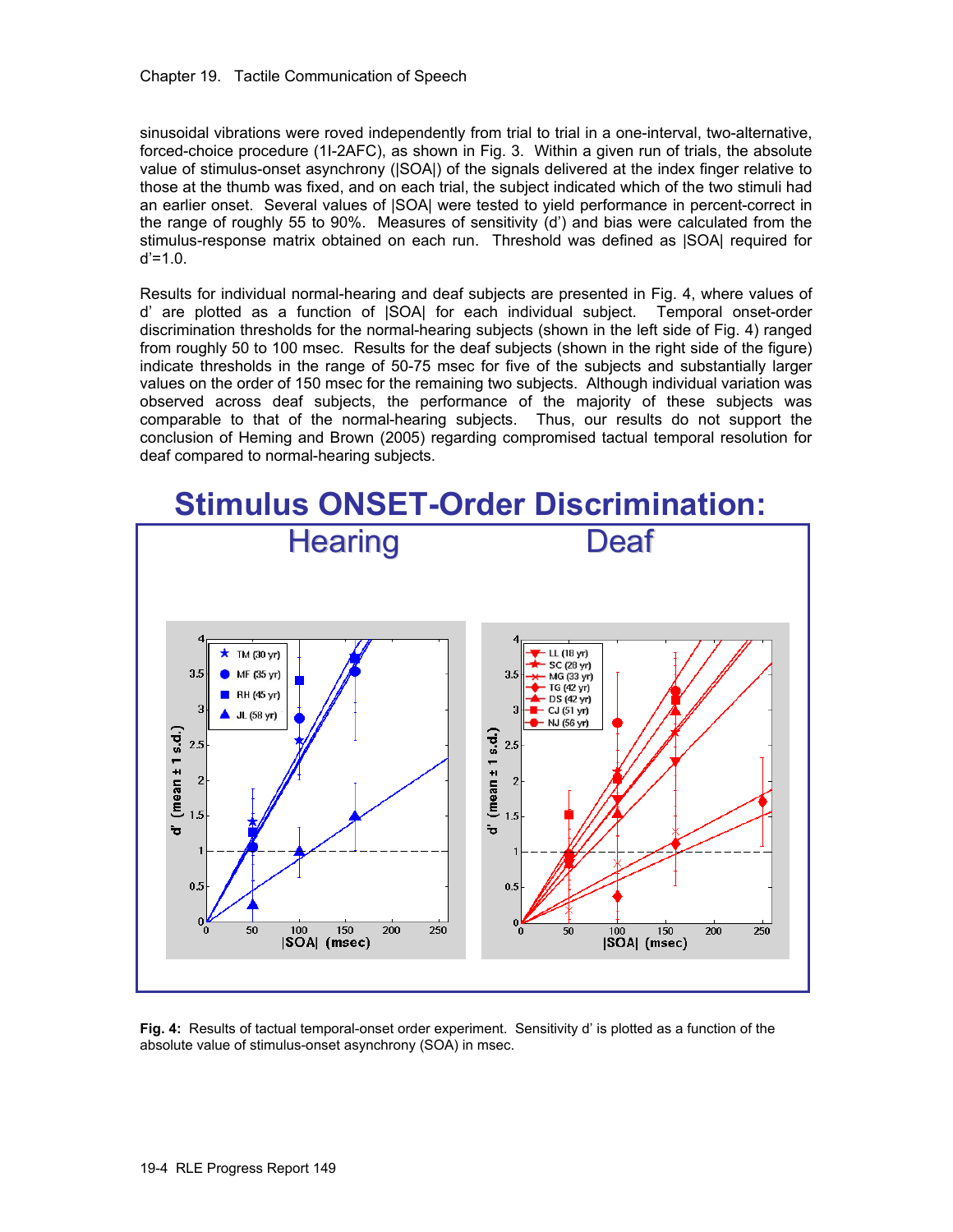sinusoidal vibrations were roved independently from trial to trial in a one-interval, two-alternative, forced-choice procedure (1I-2AFC), as shown in Fig. 3. Within a given run of trials, the absolute value of stimulus-onset asynchrony (|SOA|) of the signals delivered at the index finger relative to those at the thumb was fixed, and on each trial, the subject indicated which of the two stimuli had an earlier onset. Several values of |SOA| were tested to yield performance in percent-correct in the range of roughly 55 to 90%. Measures of sensitivity (d') and bias were calculated from the stimulus-response matrix obtained on each run. Threshold was defined as |SOA| required for d'=1.0.

Results for individual normal-hearing and deaf subjects are presented in Fig. 4, where values of d' are plotted as a function of |SOA| for each individual subject. Temporal onset-order discrimination thresholds for the normal-hearing subjects (shown in the left side of Fig. 4) ranged from roughly 50 to 100 msec. Results for the deaf subjects (shown in the right side of the figure) indicate thresholds in the range of 50-75 msec for five of the subjects and substantially larger values on the order of 150 msec for the remaining two subjects. Although individual variation was observed across deaf subjects, the performance of the majority of these subjects was comparable to that of the normal-hearing subjects. Thus, our results do not support the conclusion of Heming and Brown (2005) regarding compromised tactual temporal resolution for deaf compared to normal-hearing subjects.

**Fig. 4:** Results of tactual temporal-onset order experiment. Sensitivity d' is plotted as a function of the absolute value of stimulus-onset asynchrony (SOA) in msec.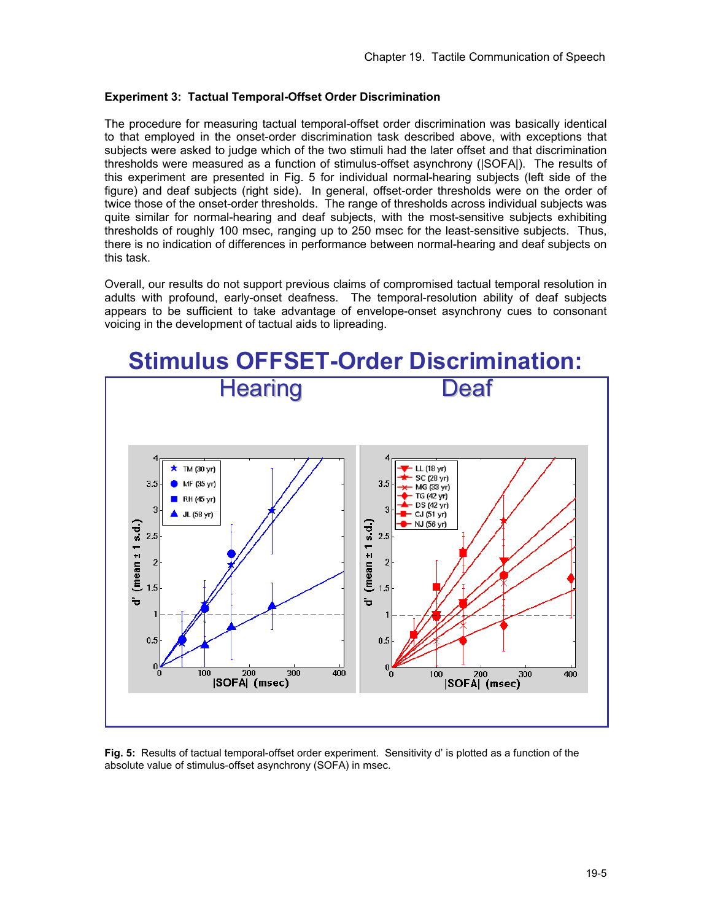### Experiment 3: Tactual Temporal-Offset Order Discrimination

The procedure for measuring tactual temporal-offset order discrimination was basically identical to that employed in the onset-order discrimination task described above, with exceptions that subjects were asked to judge which of the two stimuli had the later offset and that discrimination thresholds were measured as a function of stimulus-offset asynchrony (|SOFA|). The results of this experiment are presented in Fig. 5 for individual normal-hearing subjects (left side of the figure) and deaf subjects (right side). In general, offset-order thresholds were on the order of twice those of the onset-order thresholds. The range of thresholds across individual subjects was quite similar for normal-hearing and deaf subjects, with the most-sensitive subjects exhibiting thresholds of roughly 100 msec, ranging up to 250 msec for the least-sensitive subjects. Thus, there is no indication of differences in performance between normal-hearing and deaf subjects on this task.

Overall, our results do not support previous claims of compromised tactual temporal resolution in adults with profound, early-onset deafness. The temporal-resolution ability of deaf subjects appears to be sufficient to take advantage of envelope-onset asynchrony cues to consonant voicing in the development of tactual aids to lipreading.

**Fig. 5:** Results of tactual temporal-offset order experiment. Sensitivity d' is plotted as a function of the absolute value of stimulus-offset asynchrony (SOFA) in msec.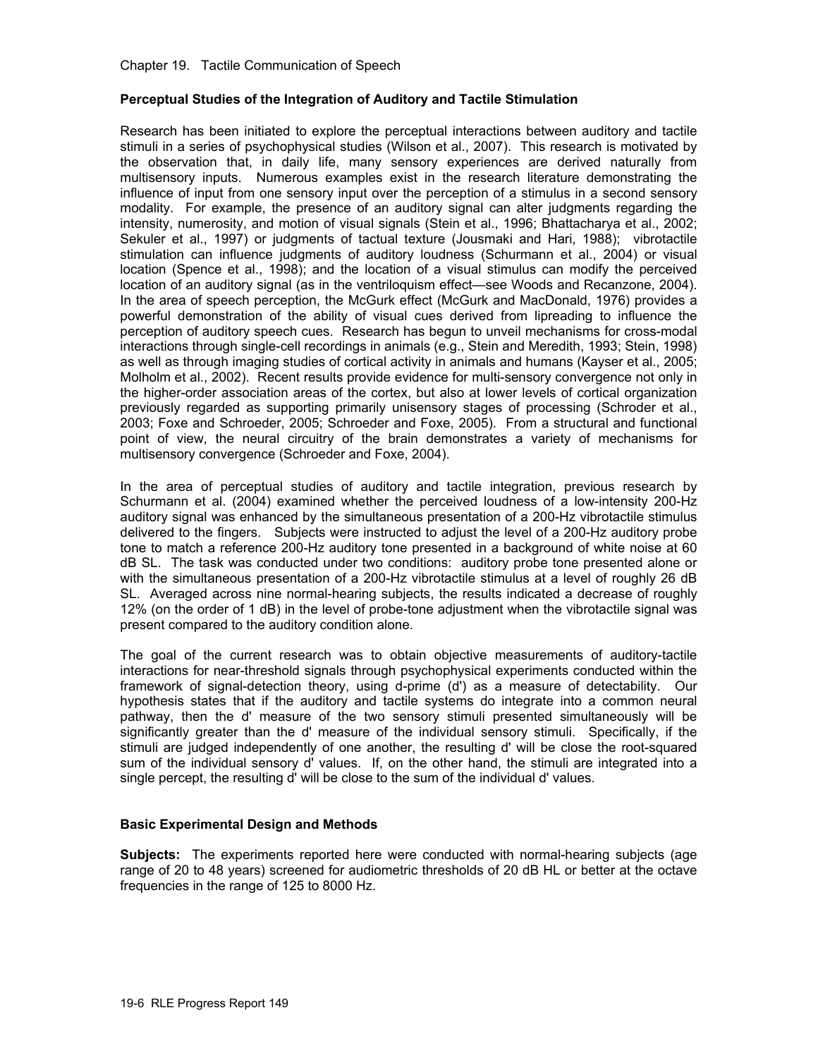### Perceptual Studies of the Integration of Auditory and Tactile Stimulation

Research has been initiated to explore the perceptual interactions between auditory and tactile stimuli in a series of psychophysical studies (Wilson et al., 2007). This research is motivated by the observation that, in daily life, many sensory experiences are derived naturally from multisensory inputs. Numerous examples exist in the research literature demonstrating the influence of input from one sensory input over the perception of a stimulus in a second sensory modality. For example, the presence of an auditory signal can alter judgments regarding the intensity, numerosity, and motion of visual signals (Stein et al., 1996; Bhattacharya et al., 2002; Sekuler et al., 1997) or judgments of tactual texture (Jousmaki and Hari, 1988); vibrotactile stimulation can influence judgments of auditory loudness (Schurmann et al., 2004) or visual location (Spence et al., 1998); and the location of a visual stimulus can modify the perceived location of an auditory signal (as in the ventriloquism effect—see Woods and Recanzone, 2004). In the area of speech perception, the McGurk effect (McGurk and MacDonald, 1976) provides a powerful demonstration of the ability of visual cues derived from lipreading to influence the perception of auditory speech cues. Research has begun to unveil mechanisms for cross-modal interactions through single-cell recordings in animals (e.g., Stein and Meredith, 1993; Stein, 1998) as well as through imaging studies of cortical activity in animals and humans (Kayser et al., 2005; Molholm et al., 2002). Recent results provide evidence for multi-sensory convergence not only in the higher-order association areas of the cortex, but also at lower levels of cortical organization previously regarded as supporting primarily unisensory stages of processing (Schroder et al., 2003; Foxe and Schroeder, 2005; Schroeder and Foxe, 2005). From a structural and functional point of view, the neural circuitry of the brain demonstrates a variety of mechanisms for multisensory convergence (Schroeder and Foxe, 2004).

In the area of perceptual studies of auditory and tactile integration, previous research by Schurmann et al. (2004) examined whether the perceived loudness of a low-intensity 200-Hz auditory signal was enhanced by the simultaneous presentation of a 200-Hz vibrotactile stimulus delivered to the fingers. Subjects were instructed to adjust the level of a 200-Hz auditory probe tone to match a reference 200-Hz auditory tone presented in a background of white noise at 60 dB SL. The task was conducted under two conditions: auditory probe tone presented alone or with the simultaneous presentation of a 200-Hz vibrotactile stimulus at a level of roughly 26 dB SL. Averaged across nine normal-hearing subjects, the results indicated a decrease of roughly 12% (on the order of 1 dB) in the level of probe-tone adjustment when the vibrotactile signal was present compared to the auditory condition alone.

The goal of the current research was to obtain objective measurements of auditory-tactile interactions for near-threshold signals through psychophysical experiments conducted within the framework of signal-detection theory, using d-prime (d') as a measure of detectability. Our hypothesis states that if the auditory and tactile systems do integrate into a common neural pathway, then the d' measure of the two sensory stimuli presented simultaneously will be significantly greater than the d' measure of the individual sensory stimuli. Specifically, if the stimuli are judged independently of one another, the resulting d' will be close the root-squared sum of the individual sensory d' values. If, on the other hand, the stimuli are integrated into a single percept, the resulting d' will be close to the sum of the individual d' values.

### Basic Experimental Design and Methods

**Subjects:** The experiments reported here were conducted with normal-hearing subjects (age range of 20 to 48 years) screened for audiometric thresholds of 20 dB HL or better at the octave frequencies in the range of 125 to 8000 Hz.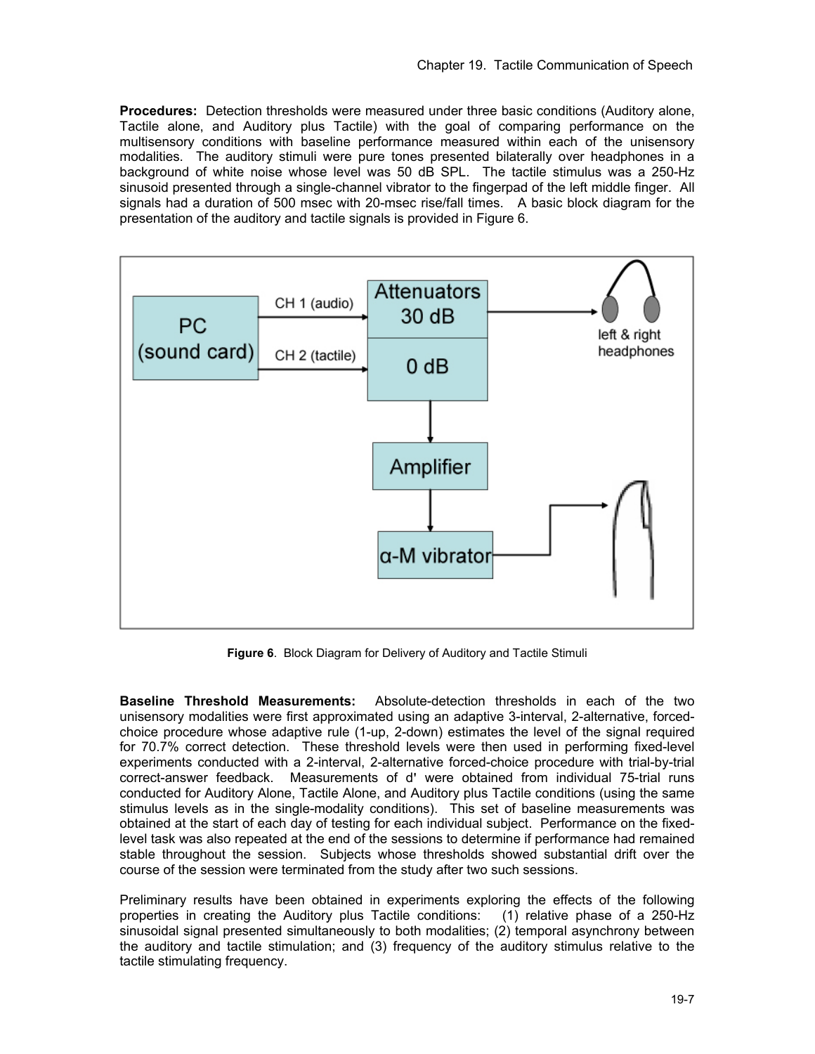**Procedures:** Detection thresholds were measured under three basic conditions (Auditory alone, Tactile alone, and Auditory plus Tactile) with the goal of comparing performance on the multisensory conditions with baseline performance measured within each of the unisensory modalities. The auditory stimuli were pure tones presented bilaterally over headphones in a background of white noise whose level was 50 dB SPL. The tactile stimulus was a 250-Hz sinusoid presented through a single-channel vibrator to the fingerpad of the left middle finger. All signals had a duration of 500 msec with 20-msec rise/fall times. A basic block diagram for the presentation of the auditory and tactile signals is provided in Figure 6.

**Figure 6**. Block Diagram for Delivery of Auditory and Tactile Stimuli

**Baseline Threshold Measurements:** Absolute-detection thresholds in each of the two unisensory modalities were first approximated using an adaptive 3-interval, 2-alternative, forced-choice procedure whose adaptive rule (1-up, 2-down) estimates the level of the signal required for 70.7% correct detection. These threshold levels were then used in performing fixed-level experiments conducted with a 2-interval, 2-alternative forced-choice procedure with trial-by-trial correct-answer feedback. Measurements of d' were obtained from individual 75-trial runs conducted for Auditory Alone, Tactile Alone, and Auditory plus Tactile conditions (using the same stimulus levels as in the single-modality conditions). This set of baseline measurements was obtained at the start of each day of testing for each individual subject. Performance on the fixed-level task was also repeated at the end of the sessions to determine if performance had remained stable throughout the session. Subjects whose thresholds showed substantial drift over the course of the session were terminated from the study after two such sessions.

Preliminary results have been obtained in experiments exploring the effects of the following properties in creating the Auditory plus Tactile conditions: (1) relative phase of a 250-Hz sinusoidal signal presented simultaneously to both modalities; (2) temporal asynchrony between the auditory and tactile stimulation; and (3) frequency of the auditory stimulus relative to the tactile stimulating frequency.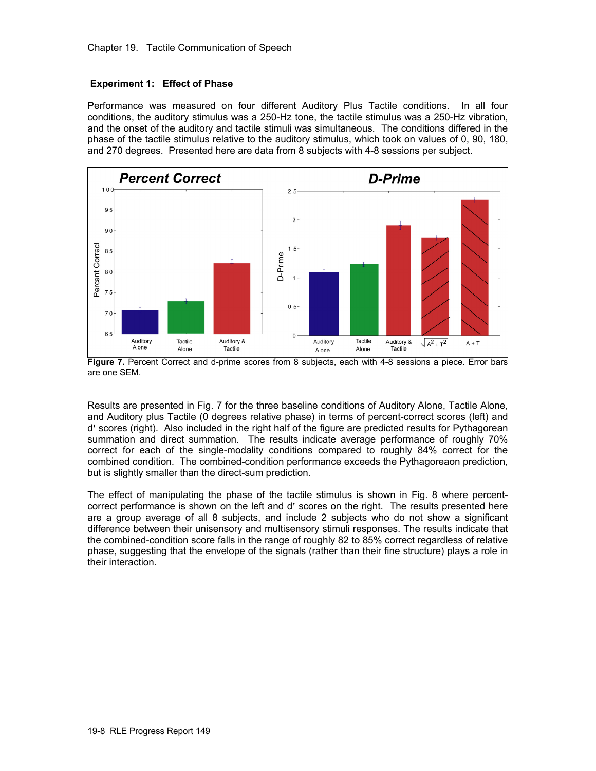### Experiment 1: Effect of Phase

Performance was measured on four different Auditory Plus Tactile conditions. In all four conditions, the auditory stimulus was a 250-Hz tone, the tactile stimulus was a 250-Hz vibration, and the onset of the auditory and tactile stimuli was simultaneous. The conditions differed in the phase of the tactile stimulus relative to the auditory stimulus, which took on values of 0, 90, 180, and 270 degrees. Presented here are data from 8 subjects with 4-8 sessions per subject.

**Figure 7.** Percent Correct and d-prime scores from 8 subjects, each with 4-8 sessions a piece. Error bars are one SEM.

Results are presented in Fig. 7 for the three baseline conditions of Auditory Alone, Tactile Alone, and Auditory plus Tactile (0 degrees relative phase) in terms of percent-correct scores (left) and d' scores (right). Also included in the right half of the figure are predicted results for Pythagorean summation and direct summation. The results indicate average performance of roughly 70% correct for each of the single-modality conditions compared to roughly 84% correct for the combined condition. The combined-condition performance exceeds the Pythagoreaon prediction, but is slightly smaller than the direct-sum prediction.

The effect of manipulating the phase of the tactile stimulus is shown in Fig. 8 where percent-correct performance is shown on the left and d' scores on the right. The results presented here are a group average of all 8 subjects, and include 2 subjects who do not show a significant difference between their unisensory and multisensory stimuli responses. The results indicate that the combined-condition score falls in the range of roughly 82 to 85% correct regardless of relative phase, suggesting that the envelope of the signals (rather than their fine structure) plays a role in their interaction.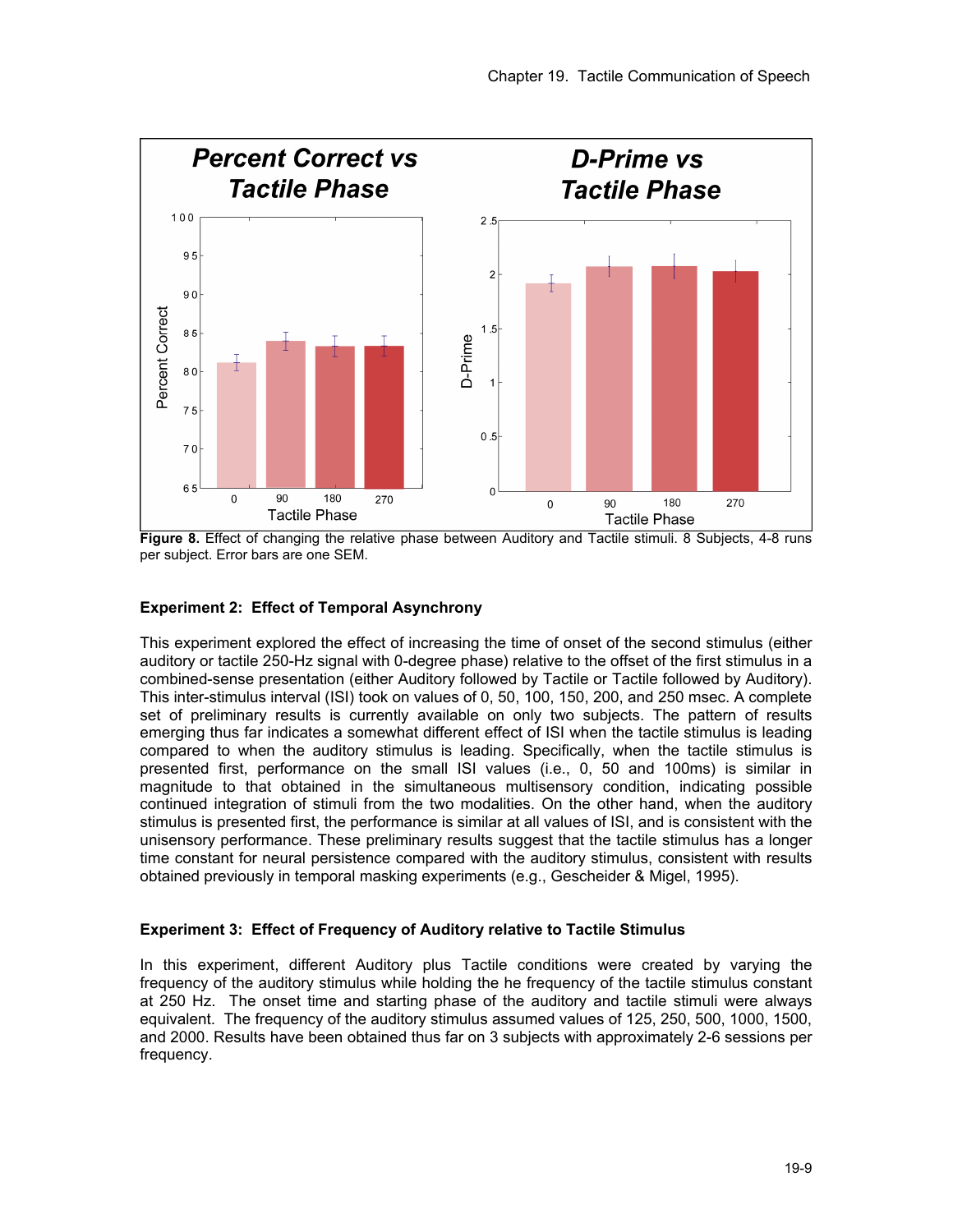**Figure 8.** Effect of changing the relative phase between Auditory and Tactile stimuli. 8 Subjects, 4-8 runs per subject. Error bars are one SEM.

### Experiment 2: Effect of Temporal Asynchrony

This experiment explored the effect of increasing the time of onset of the second stimulus (either auditory or tactile 250-Hz signal with 0-degree phase) relative to the offset of the first stimulus in a combined-sense presentation (either Auditory followed by Tactile or Tactile followed by Auditory). This inter-stimulus interval (ISI) took on values of 0, 50, 100, 150, 200, and 250 msec. A complete set of preliminary results is currently available on only two subjects. The pattern of results emerging thus far indicates a somewhat different effect of ISI when the tactile stimulus is leading compared to when the auditory stimulus is leading. Specifically, when the tactile stimulus is presented first, performance on the small ISI values (i.e., 0, 50 and 100ms) is similar in magnitude to that obtained in the simultaneous multisensory condition, indicating possible continued integration of stimuli from the two modalities. On the other hand, when the auditory stimulus is presented first, the performance is similar at all values of ISI, and is consistent with the unisensory performance. These preliminary results suggest that the tactile stimulus has a longer time constant for neural persistence compared with the auditory stimulus, consistent with results obtained previously in temporal masking experiments (e.g., Gescheider & Migel, 1995).

### Experiment 3: Effect of Frequency of Auditory relative to Tactile Stimulus

In this experiment, different Auditory plus Tactile conditions were created by varying the frequency of the auditory stimulus while holding the he frequency of the tactile stimulus constant at 250 Hz. The onset time and starting phase of the auditory and tactile stimuli were always equivalent. The frequency of the auditory stimulus assumed values of 125, 250, 500, 1000, 1500, and 2000. Results have been obtained thus far on 3 subjects with approximately 2-6 sessions per frequency.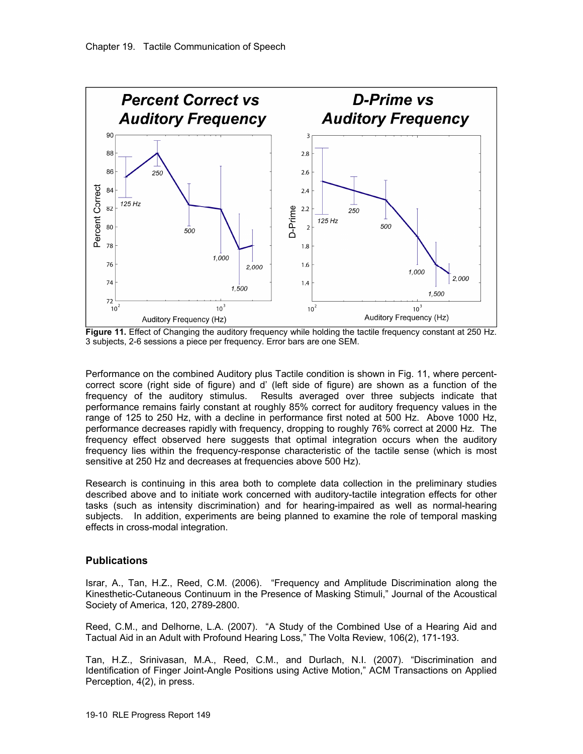Figure 11. Effect of Changing the auditory frequency while holding the tactile frequency constant at 250 Hz. 3 subjects, 2-6 sessions a piece per frequency. Error bars are one SEM.

Performance on the combined Auditory plus Tactile condition is shown in Fig. 11, where percent-correct score (right side of figure) and d' (left side of figure) are shown as a function of the frequency of the auditory stimulus. Results averaged over three subjects indicate that performance remains fairly constant at roughly 85% correct for auditory frequency values in the range of 125 to 250 Hz, with a decline in performance first noted at 500 Hz. Above 1000 Hz, performance decreases rapidly with frequency, dropping to roughly 76% correct at 2000 Hz. The frequency effect observed here suggests that optimal integration occurs when the auditory frequency lies within the frequency-response characteristic of the tactile sense (which is most sensitive at 250 Hz and decreases at frequencies above 500 Hz).

Research is continuing in this area both to complete data collection in the preliminary studies described above and to initiate work concerned with auditory-tactile integration effects for other tasks (such as intensity discrimination) and for hearing-impaired as well as normal-hearing subjects. In addition, experiments are being planned to examine the role of temporal masking effects in cross-modal integration.

### Publications

Israr, A., Tan, H.Z., Reed, C.M. (2006). "Frequency and Amplitude Discrimination along the Kinesthetic-Cutaneous Continuum in the Presence of Masking Stimuli," Journal of the Acoustical Society of America, 120, 2789-2800.

Reed, C.M., and Delhorne, L.A. (2007). "A Study of the Combined Use of a Hearing Aid and Tactual Aid in an Adult with Profound Hearing Loss," The Volta Review, 106(2), 171-193.

Tan, H.Z., Srinivasan, M.A., Reed, C.M., and Durlach, N.I. (2007). "Discrimination and Identification of Finger Joint-Angle Positions using Active Motion," ACM Transactions on Applied Perception, 4(2), in press.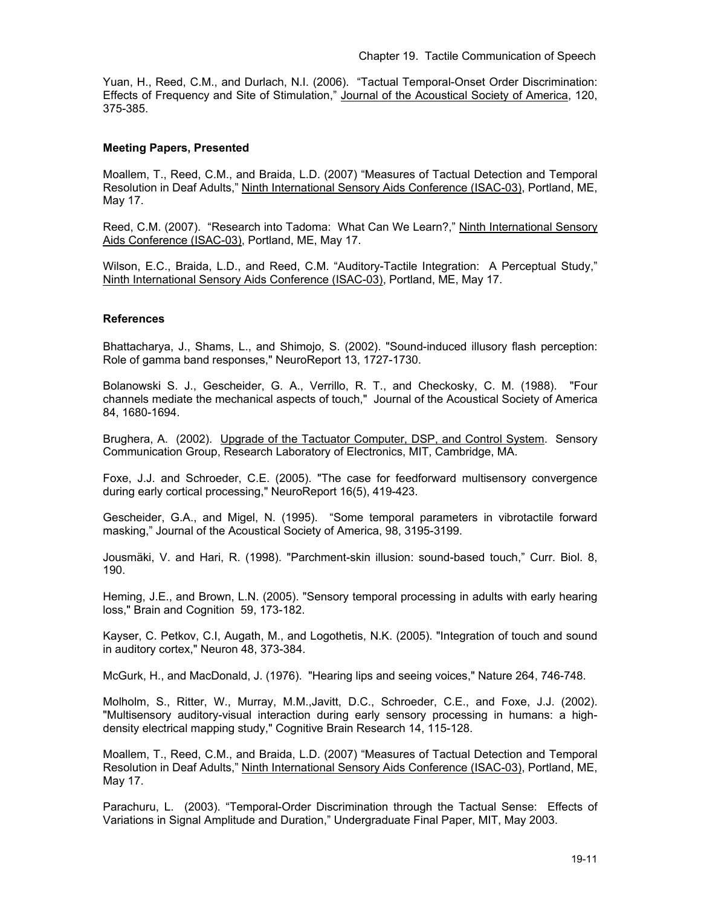Yuan, H., Reed, C.M., and Durlach, N.I. (2006). "Tactual Temporal-Onset Order Discrimination: Effects of Frequency and Site of Stimulation," Journal of the Acoustical Society of America, 120, 375-385.

**Meeting Papers, Presented**

Moallem, T., Reed, C.M., and Braida, L.D. (2007) "Measures of Tactual Detection and Temporal Resolution in Deaf Adults," Ninth International Sensory Aids Conference (ISAC-03), Portland, ME, May 17.

Reed, C.M. (2007). "Research into Tadoma: What Can We Learn?," Ninth International Sensory Aids Conference (ISAC-03), Portland, ME, May 17.

Wilson, E.C., Braida, L.D., and Reed, C.M. "Auditory-Tactile Integration: A Perceptual Study," Ninth International Sensory Aids Conference (ISAC-03), Portland, ME, May 17.

**References**

Bhattacharya, J., Shams, L., and Shimojo, S. (2002). "Sound-induced illusory flash perception: Role of gamma band responses," NeuroReport 13, 1727-1730.

Bolanowski S. J., Gescheider, G. A., Verrillo, R. T., and Checkosky, C. M. (1988). "Four channels mediate the mechanical aspects of touch," Journal of the Acoustical Society of America 84, 1680-1694.

Brughera, A. (2002). Upgrade of the Tactuator Computer, DSP, and Control System. Sensory Communication Group, Research Laboratory of Electronics, MIT, Cambridge, MA.

Foxe, J.J. and Schroeder, C.E. (2005). "The case for feedforward multisensory convergence during early cortical processing," NeuroReport 16(5), 419-423.

Gescheider, G.A., and Migel, N. (1995). "Some temporal parameters in vibrotactile forward masking," Journal of the Acoustical Society of America, 98, 3195-3199.

Jousmäki, V. and Hari, R. (1998). "Parchment-skin illusion: sound-based touch," Curr. Biol. 8, 190.

Heming, J.E., and Brown, L.N. (2005). "Sensory temporal processing in adults with early hearing loss," Brain and Cognition 59, 173-182.

Kayser, C. Petkov, C.I, Augath, M., and Logothetis, N.K. (2005). "Integration of touch and sound in auditory cortex," Neuron 48, 373-384.

McGurk, H., and MacDonald, J. (1976). "Hearing lips and seeing voices," Nature 264, 746-748.

Molholm, S., Ritter, W., Murray, M.M.,Javitt, D.C., Schroeder, C.E., and Foxe, J.J. (2002). "Multisensory auditory-visual interaction during early sensory processing in humans: a high-density electrical mapping study," Cognitive Brain Research 14, 115-128.

Moallem, T., Reed, C.M., and Braida, L.D. (2007) "Measures of Tactual Detection and Temporal Resolution in Deaf Adults," Ninth International Sensory Aids Conference (ISAC-03), Portland, ME, May 17.

Parachuru, L. (2003). "Temporal-Order Discrimination through the Tactual Sense: Effects of Variations in Signal Amplitude and Duration," Undergraduate Final Paper, MIT, May 2003.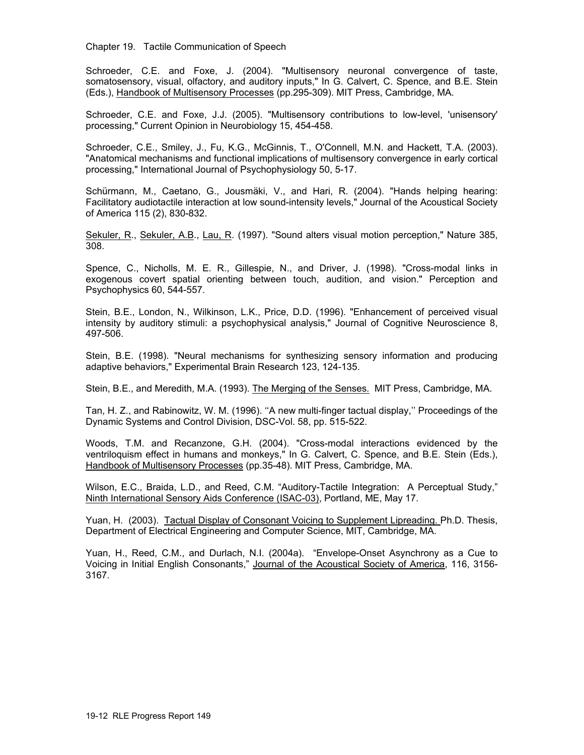Schroeder, C.E. and Foxe, J. (2004). "Multisensory neuronal convergence of taste, somatosensory, visual, olfactory, and auditory inputs," In G. Calvert, C. Spence, and B.E. Stein (Eds.), Handbook of Multisensory Processes (pp.295-309). MIT Press, Cambridge, MA.

Schroeder, C.E. and Foxe, J.J. (2005). "Multisensory contributions to low-level, 'unisensory' processing," Current Opinion in Neurobiology 15, 454-458.

Schroeder, C.E., Smiley, J., Fu, K.G., McGinnis, T., O'Connell, M.N. and Hackett, T.A. (2003). "Anatomical mechanisms and functional implications of multisensory convergence in early cortical processing," International Journal of Psychophysiology 50, 5-17.

Schürmann, M., Caetano, G., Jousmäki, V., and Hari, R. (2004). "Hands helping hearing: Facilitatory audiotactile interaction at low sound-intensity levels," Journal of the Acoustical Society of America 115 (2), 830-832.

Sekuler, R., Sekuler, A.B., Lau, R. (1997). "Sound alters visual motion perception," Nature 385, 308.

Spence, C., Nicholls, M. E. R., Gillespie, N., and Driver, J. (1998). "Cross-modal links in exogenous covert spatial orienting between touch, audition, and vision." Perception and Psychophysics 60, 544-557.

Stein, B.E., London, N., Wilkinson, L.K., Price, D.D. (1996). "Enhancement of perceived visual intensity by auditory stimuli: a psychophysical analysis," Journal of Cognitive Neuroscience 8, 497-506.

Stein, B.E. (1998). "Neural mechanisms for synthesizing sensory information and producing adaptive behaviors," Experimental Brain Research 123, 124-135.

Stein, B.E., and Meredith, M.A. (1993). The Merging of the Senses. MIT Press, Cambridge, MA.

Tan, H. Z., and Rabinowitz, W. M. (1996). ''A new multi-finger tactual display,'' Proceedings of the Dynamic Systems and Control Division, DSC-Vol. 58, pp. 515-522.

Woods, T.M. and Recanzone, G.H. (2004). "Cross-modal interactions evidenced by the ventriloquism effect in humans and monkeys," In G. Calvert, C. Spence, and B.E. Stein (Eds.), Handbook of Multisensory Processes (pp.35-48). MIT Press, Cambridge, MA.

Wilson, E.C., Braida, L.D., and Reed, C.M. "Auditory-Tactile Integration: A Perceptual Study," Ninth International Sensory Aids Conference (ISAC-03), Portland, ME, May 17.

Yuan, H. (2003). Tactual Display of Consonant Voicing to Supplement Lipreading. Ph.D. Thesis, Department of Electrical Engineering and Computer Science, MIT, Cambridge, MA.

Yuan, H., Reed, C.M., and Durlach, N.I. (2004a). "Envelope-Onset Asynchrony as a Cue to Voicing in Initial English Consonants," Journal of the Acoustical Society of America, 116, 3156-3167.